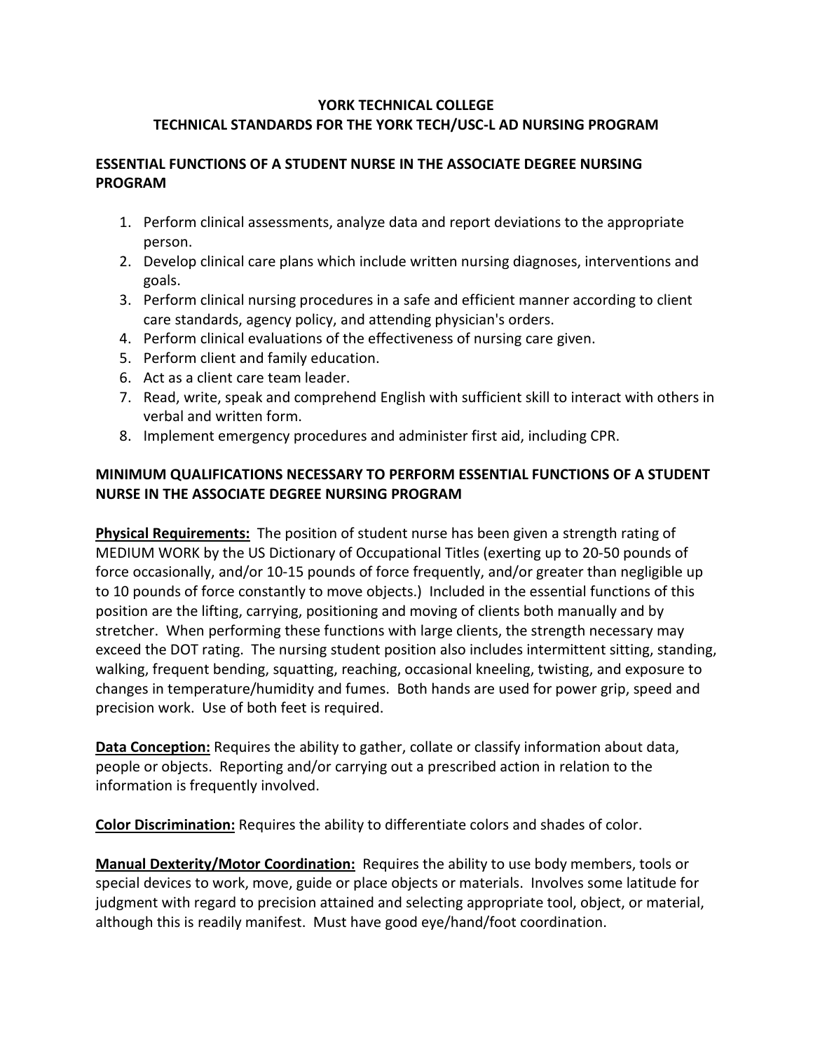# YORK TECHNICAL COLLEGE
## TECHNICAL STANDARDS FOR THE YORK TECH/USC-L AD NURSING PROGRAM

### ESSENTIAL FUNCTIONS OF A STUDENT NURSE IN THE ASSOCIATE DEGREE NURSING PROGRAM

1. Perform clinical assessments, analyze data and report deviations to the appropriate person.
2. Develop clinical care plans which include written nursing diagnoses, interventions and goals.
3. Perform clinical nursing procedures in a safe and efficient manner according to client care standards, agency policy, and attending physician's orders.
4. Perform clinical evaluations of the effectiveness of nursing care given.
5. Perform client and family education.
6. Act as a client care team leader.
7. Read, write, speak and comprehend English with sufficient skill to interact with others in verbal and written form.
8. Implement emergency procedures and administer first aid, including CPR.

### MINIMUM QUALIFICATIONS NECESSARY TO PERFORM ESSENTIAL FUNCTIONS OF A STUDENT NURSE IN THE ASSOCIATE DEGREE NURSING PROGRAM

**Physical Requirements:** The position of student nurse has been given a strength rating of MEDIUM WORK by the US Dictionary of Occupational Titles (exerting up to 20-50 pounds of force occasionally, and/or 10-15 pounds of force frequently, and/or greater than negligible up to 10 pounds of force constantly to move objects.) Included in the essential functions of this position are the lifting, carrying, positioning and moving of clients both manually and by stretcher. When performing these functions with large clients, the strength necessary may exceed the DOT rating. The nursing student position also includes intermittent sitting, standing, walking, frequent bending, squatting, reaching, occasional kneeling, twisting, and exposure to changes in temperature/humidity and fumes. Both hands are used for power grip, speed and precision work. Use of both feet is required.

**Data Conception:** Requires the ability to gather, collate or classify information about data, people or objects. Reporting and/or carrying out a prescribed action in relation to the information is frequently involved.

**Color Discrimination:** Requires the ability to differentiate colors and shades of color.

**Manual Dexterity/Motor Coordination:** Requires the ability to use body members, tools or special devices to work, move, guide or place objects or materials. Involves some latitude for judgment with regard to precision attained and selecting appropriate tool, object, or material, although this is readily manifest. Must have good eye/hand/foot coordination.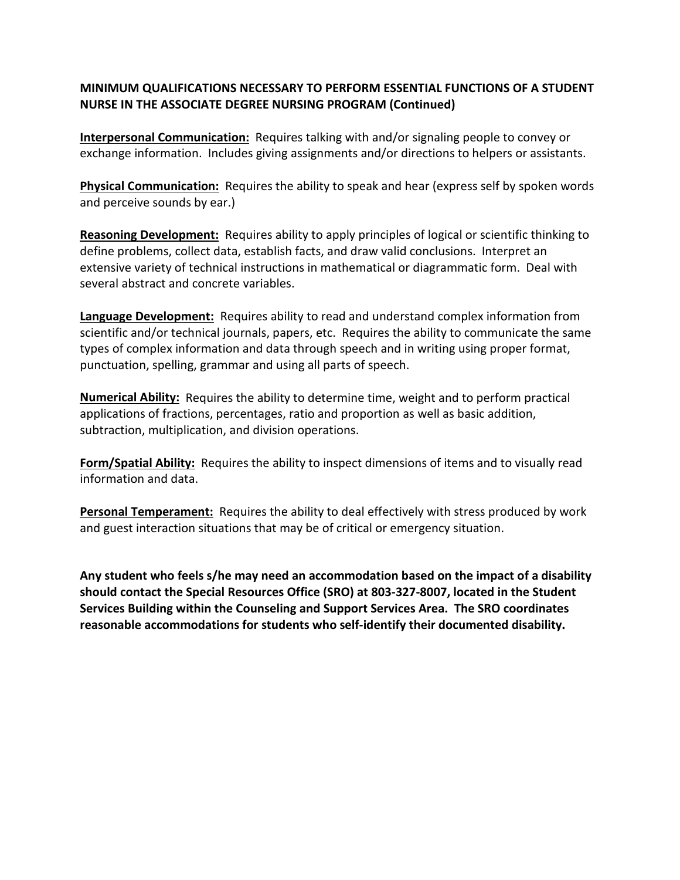**MINIMUM QUALIFICATIONS NECESSARY TO PERFORM ESSENTIAL FUNCTIONS OF A STUDENT NURSE IN THE ASSOCIATE DEGREE NURSING PROGRAM (Continued)**

**Interpersonal Communication:** Requires talking with and/or signaling people to convey or exchange information. Includes giving assignments and/or directions to helpers or assistants.

**Physical Communication:** Requires the ability to speak and hear (express self by spoken words and perceive sounds by ear.)

**Reasoning Development:** Requires ability to apply principles of logical or scientific thinking to define problems, collect data, establish facts, and draw valid conclusions. Interpret an extensive variety of technical instructions in mathematical or diagrammatic form. Deal with several abstract and concrete variables.

**Language Development:** Requires ability to read and understand complex information from scientific and/or technical journals, papers, etc. Requires the ability to communicate the same types of complex information and data through speech and in writing using proper format, punctuation, spelling, grammar and using all parts of speech.

**Numerical Ability:** Requires the ability to determine time, weight and to perform practical applications of fractions, percentages, ratio and proportion as well as basic addition, subtraction, multiplication, and division operations.

**Form/Spatial Ability:** Requires the ability to inspect dimensions of items and to visually read information and data.

**Personal Temperament:** Requires the ability to deal effectively with stress produced by work and guest interaction situations that may be of critical or emergency situation.

**Any student who feels s/he may need an accommodation based on the impact of a disability should contact the Special Resources Office (SRO) at 803-327-8007, located in the Student Services Building within the Counseling and Support Services Area. The SRO coordinates reasonable accommodations for students who self-identify their documented disability.**